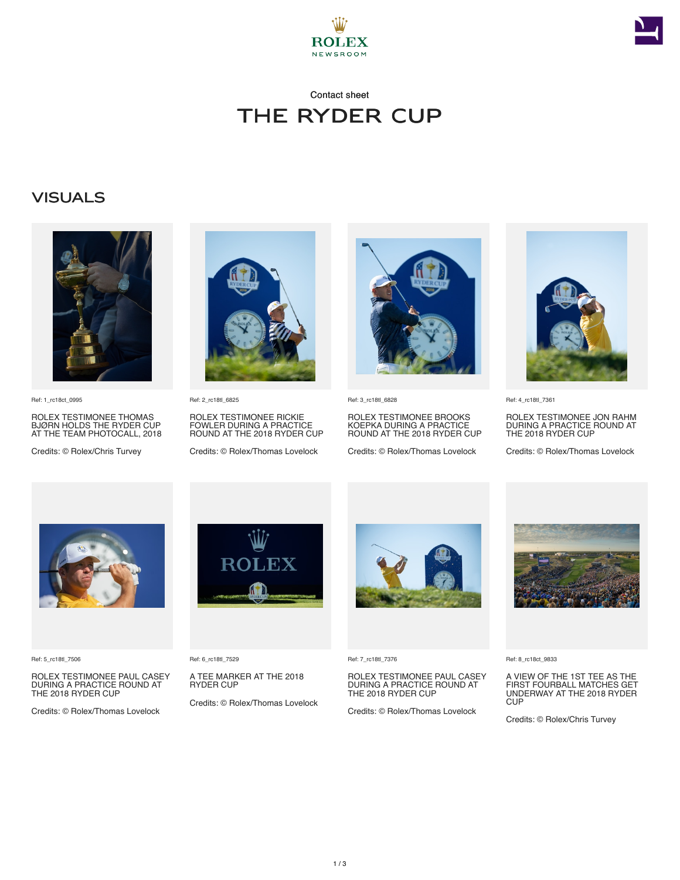Contact sheet

# THE RYDER CUP

## VISUALS

Ref: 1_rc18ct_0995

ROLEX TESTIMONEE THOMAS BJØRN HOLDS THE RYDER CUP AT THE TEAM PHOTOCALL, 2018

Credits: © Rolex/Chris Turvey

Ref: 2_rc18tl_6825

ROLEX TESTIMONEE RICKIE FOWLER DURING A PRACTICE ROUND AT THE 2018 RYDER CUP

Credits: © Rolex/Thomas Lovelock

Ref: 3_rc18tl_6828

ROLEX TESTIMONEE BROOKS KOEPKA DURING A PRACTICE ROUND AT THE 2018 RYDER CUP

Credits: © Rolex/Thomas Lovelock

Ref: 4_rc18tl_7361

ROLEX TESTIMONEE JON RAHM DURING A PRACTICE ROUND AT THE 2018 RYDER CUP

Credits: © Rolex/Thomas Lovelock

Ref: 5_rc18tl_7506

ROLEX TESTIMONEE PAUL CASEY DURING A PRACTICE ROUND AT THE 2018 RYDER CUP

Credits: © Rolex/Thomas Lovelock

Ref: 6_rc18tl_7529

A TEE MARKER AT THE 2018 RYDER CUP

Credits: © Rolex/Thomas Lovelock

Ref: 7_rc18tl_7376

ROLEX TESTIMONEE PAUL CASEY DURING A PRACTICE ROUND AT THE 2018 RYDER CUP

Credits: © Rolex/Thomas Lovelock

Ref: 8_rc18ct_9833

A VIEW OF THE 1ST TEE AS THE FIRST FOURBALL MATCHES GET UNDERWAY AT THE 2018 RYDER CUP

Credits: © Rolex/Chris Turvey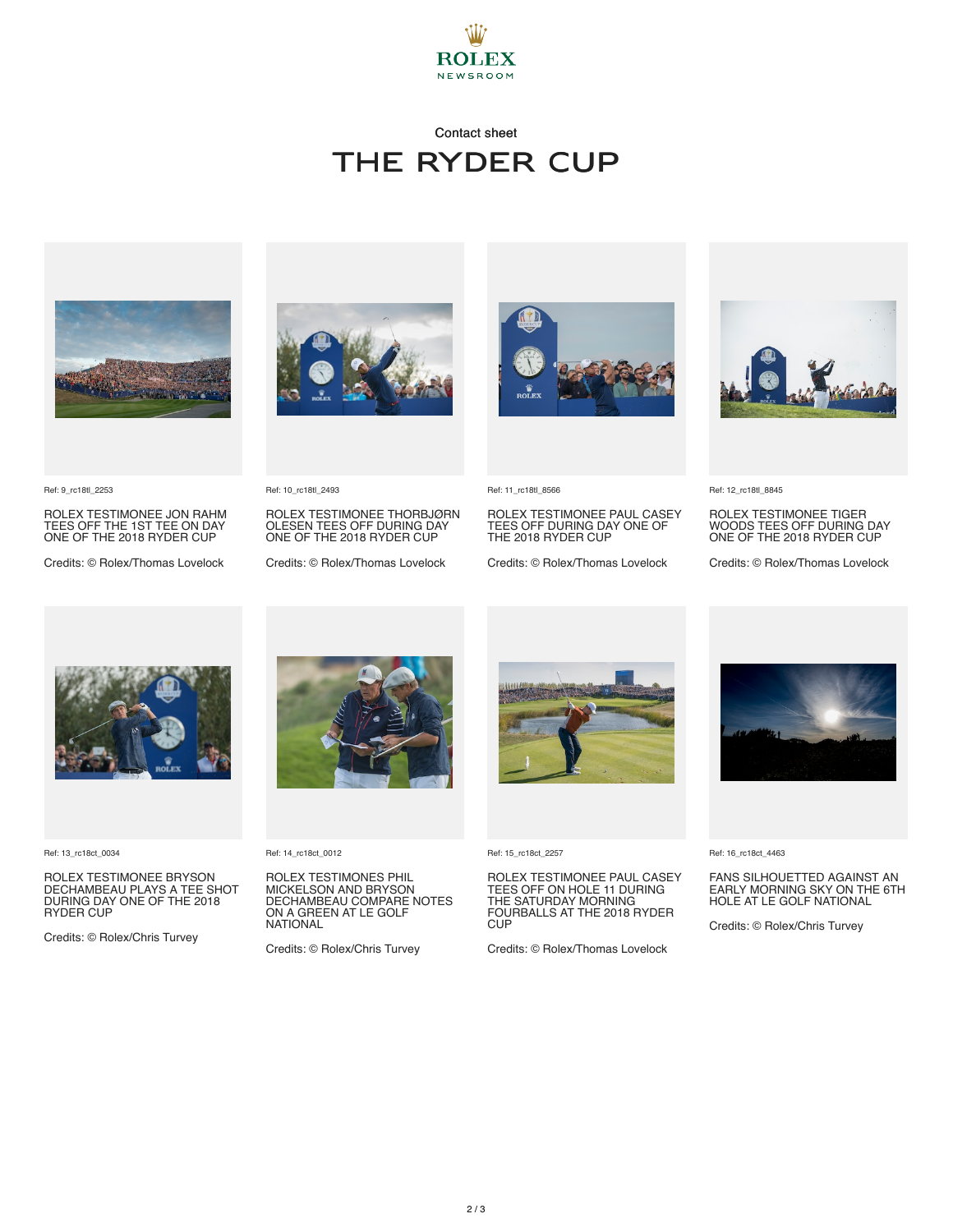Contact sheet

# THE RYDER CUP

Ref: 9_rc18tl_2253

ROLEX TESTIMONEE JON RAHM TEES OFF THE 1ST TEE ON DAY ONE OF THE 2018 RYDER CUP

Credits: © Rolex/Thomas Lovelock

Ref: 10_rc18tl_2493

ROLEX TESTIMONEE THORBJØRN OLESEN TEES OFF DURING DAY ONE OF THE 2018 RYDER CUP

Credits: © Rolex/Thomas Lovelock

Ref: 11_rc18tl_8566

ROLEX TESTIMONEE PAUL CASEY TEES OFF DURING DAY ONE OF THE 2018 RYDER CUP

Credits: © Rolex/Thomas Lovelock

Ref: 12_rc18tl_8845

ROLEX TESTIMONEE TIGER WOODS TEES OFF DURING DAY ONE OF THE 2018 RYDER CUP

Credits: © Rolex/Thomas Lovelock

Ref: 13_rc18ct_0034

ROLEX TESTIMONEE BRYSON DECHAMBEAU PLAYS A TEE SHOT DURING DAY ONE OF THE 2018 RYDER CUP

Credits: © Rolex/Chris Turvey

Ref: 14_rc18ct_0012

ROLEX TESTIMONEES PHIL MICKELSON AND BRYSON DECHAMBEAU COMPARE NOTES ON A GREEN AT LE GOLF NATIONAL

Credits: © Rolex/Chris Turvey

Ref: 15_rc18ct_2257

ROLEX TESTIMONEE PAUL CASEY TEES OFF ON HOLE 11 DURING THE SATURDAY MORNING FOURBALLS AT THE 2018 RYDER CUP

Credits: © Rolex/Thomas Lovelock

Ref: 16_rc18ct_4463

FANS SILHOUETTED AGAINST AN EARLY MORNING SKY ON THE 6TH HOLE AT LE GOLF NATIONAL

Credits: © Rolex/Chris Turvey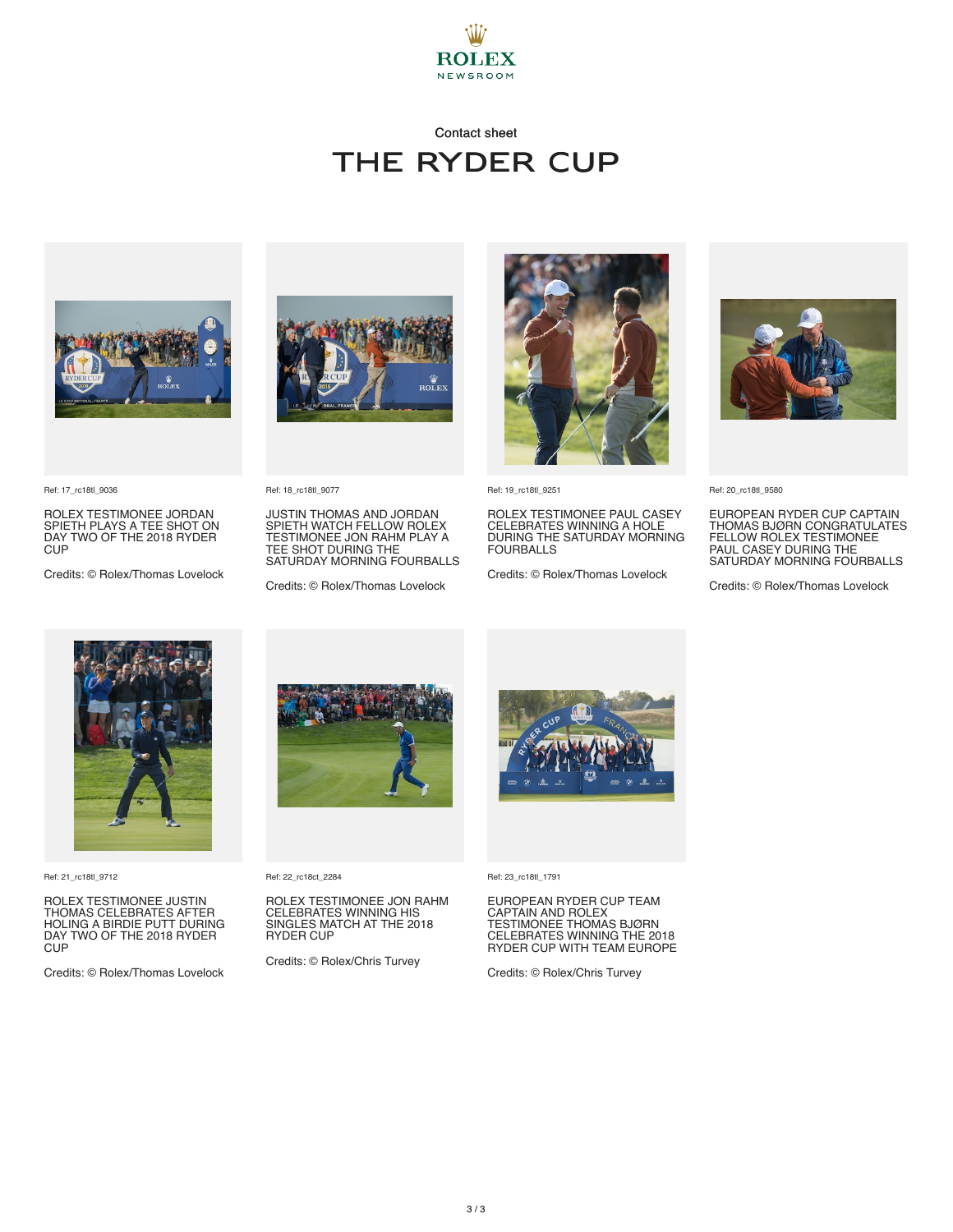ROLEX

NEWSROOM

Contact sheet

# THE RYDER CUP

Ref: 17_rc18tl_9036

ROLEX TESTIMONEE JORDAN SPIETH PLAYS A TEE SHOT ON DAY TWO OF THE 2018 RYDER CUP

Credits: © Rolex/Thomas Lovelock

Ref: 18_rc18tl_9077

JUSTIN THOMAS AND JORDAN SPIETH WATCH FELLOW ROLEX TESTIMONEE JON RAHM PLAY A TEE SHOT DURING THE SATURDAY MORNING FOURBALLS

Credits: © Rolex/Thomas Lovelock

Ref: 19_rc18tl_9251

ROLEX TESTIMONEE PAUL CASEY CELEBRATES WINNING A HOLE DURING THE SATURDAY MORNING FOURBALLS

Credits: © Rolex/Thomas Lovelock

Ref: 20_rc18tl_9580

EUROPEAN RYDER CUP CAPTAIN THOMAS BJØRN CONGRATULATES FELLOW ROLEX TESTIMONEE PAUL CASEY DURING THE SATURDAY MORNING FOURBALLS

Credits: © Rolex/Thomas Lovelock

Ref: 21_rc18tl_9712

ROLEX TESTIMONEE JUSTIN THOMAS CELEBRATES AFTER HOLING A BIRDIE PUTT DURING DAY TWO OF THE 2018 RYDER CUP

Credits: © Rolex/Thomas Lovelock

Ref: 22_rc18ct_2284

ROLEX TESTIMONEE JON RAHM CELEBRATES WINNING HIS SINGLES MATCH AT THE 2018 RYDER CUP

Credits: © Rolex/Chris Turvey

Ref: 23_rc18tl_1791

EUROPEAN RYDER CUP TEAM CAPTAIN AND ROLEX TESTIMONEE THOMAS BJØRN CELEBRATES WINNING THE 2018 RYDER CUP WITH TEAM EUROPE

Credits: © Rolex/Chris Turvey